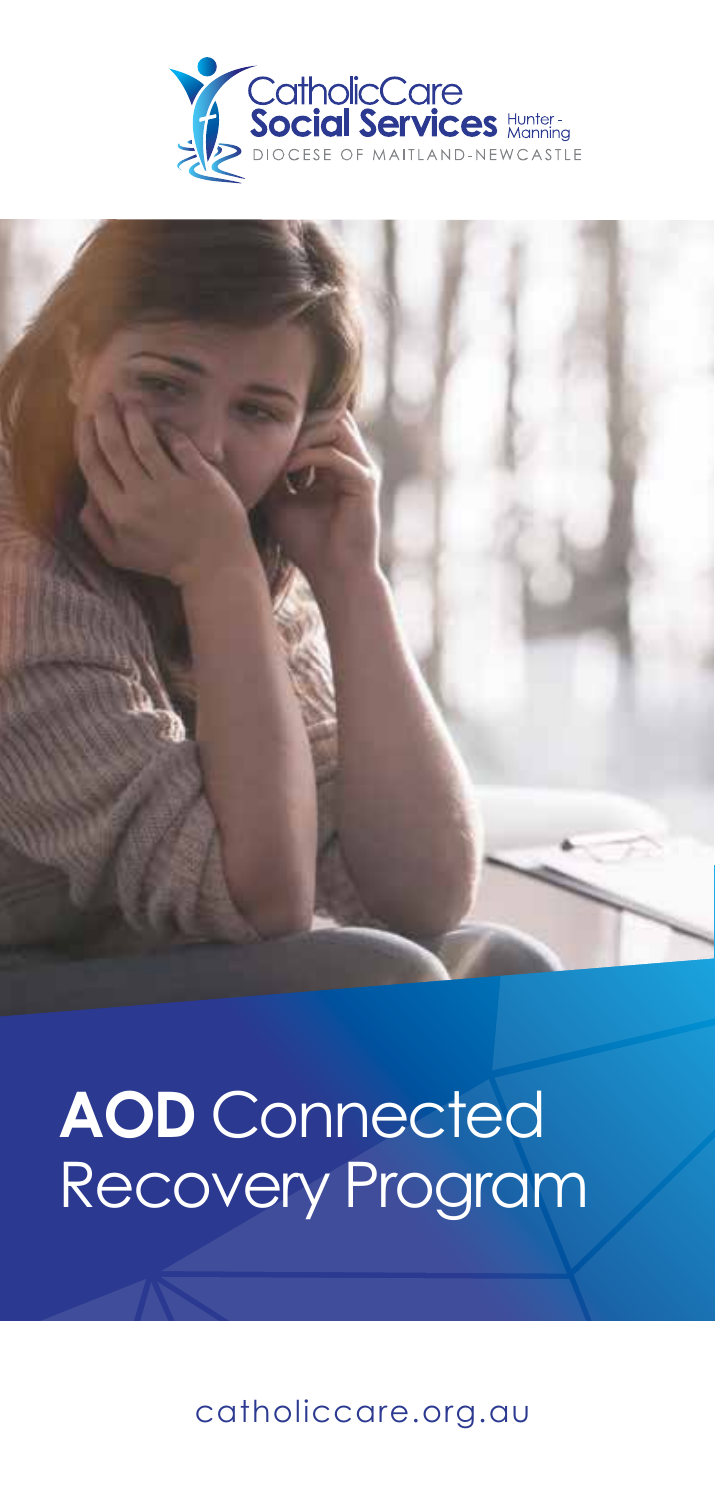CatholicCare
**Social Services** Hunter - Manning
DIOCESE OF MAITLAND-NEWCASTLE

# **AOD** Connected Recovery Program

catholiccare.org.au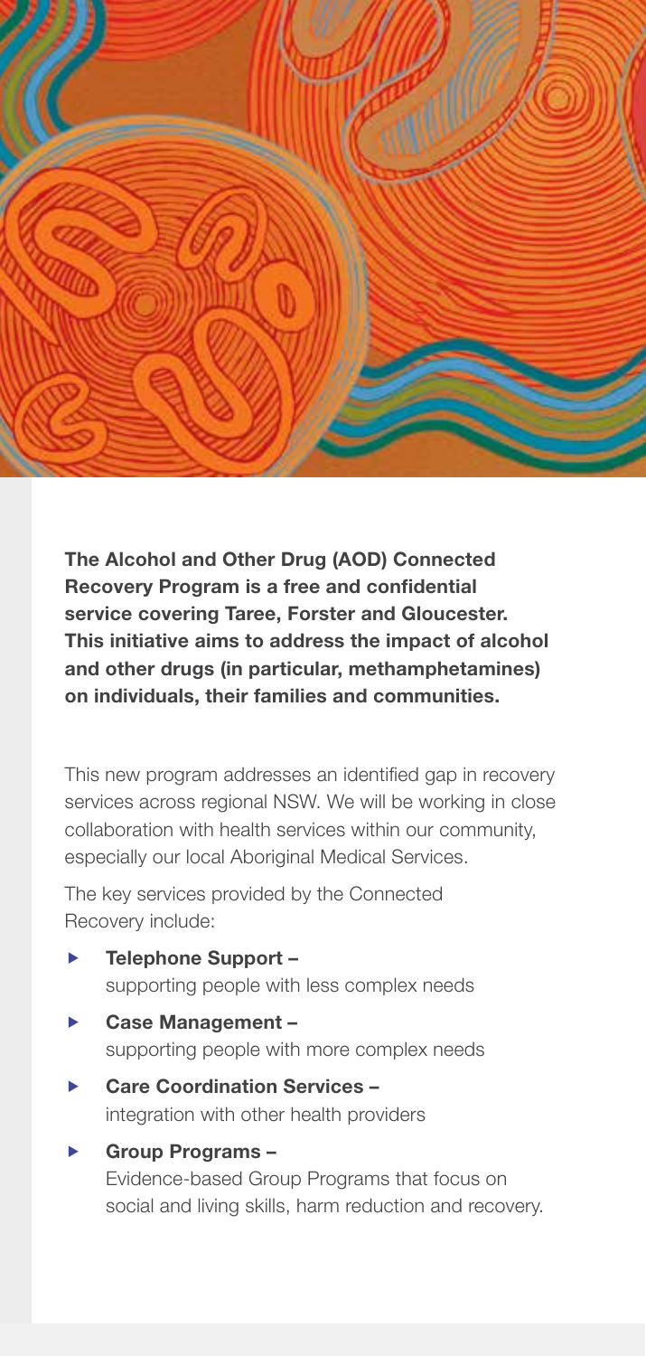**The Alcohol and Other Drug (AOD) Connected Recovery Program is a free and confidential service covering Taree, Forster and Gloucester. This initiative aims to address the impact of alcohol and other drugs (in particular, methamphetamines) on individuals, their families and communities.**

This new program addresses an identified gap in recovery services across regional NSW. We will be working in close collaboration with health services within our community, especially our local Aboriginal Medical Services.

The key services provided by the Connected Recovery include:

- **Telephone Support –** supporting people with less complex needs
- **Case Management –** supporting people with more complex needs
- **Care Coordination Services –** integration with other health providers
- **Group Programs –** Evidence-based Group Programs that focus on social and living skills, harm reduction and recovery.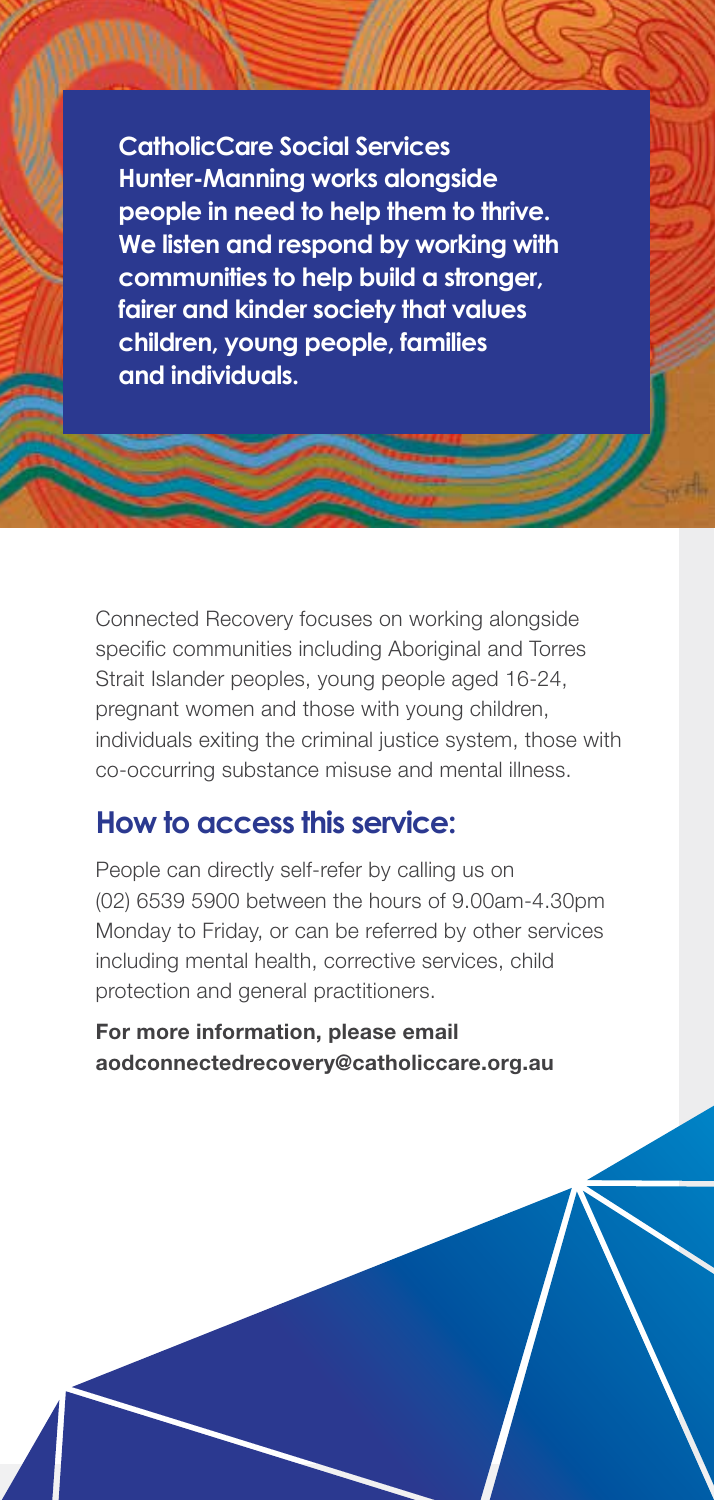**CatholicCare Social Services Hunter-Manning works alongside people in need to help them to thrive. We listen and respond by working with communities to help build a stronger, fairer and kinder society that values children, young people, families and individuals.**

Connected Recovery focuses on working alongside specific communities including Aboriginal and Torres Strait Islander peoples, young people aged 16-24, pregnant women and those with young children, individuals exiting the criminal justice system, those with co-occurring substance misuse and mental illness.

## How to access this service:

People can directly self-refer by calling us on (02) 6539 5900 between the hours of 9.00am-4.30pm Monday to Friday, or can be referred by other services including mental health, corrective services, child protection and general practitioners.

**For more information, please email aodconnectedrecovery@catholiccare.org.au**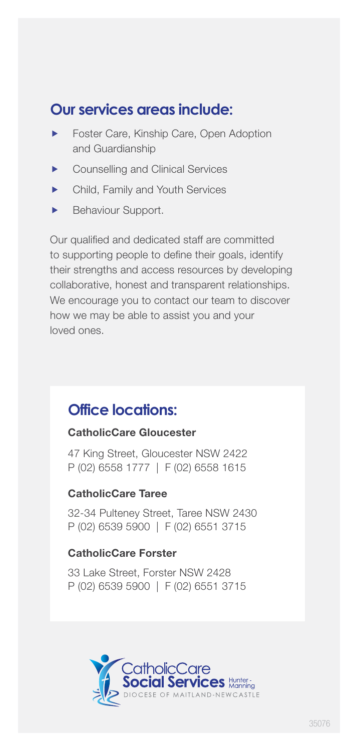## Our services areas include:

- Foster Care, Kinship Care, Open Adoption and Guardianship
- Counselling and Clinical Services
- Child, Family and Youth Services
- Behaviour Support.

Our qualified and dedicated staff are committed to supporting people to define their goals, identify their strengths and access resources by developing collaborative, honest and transparent relationships. We encourage you to contact our team to discover how we may be able to assist you and your loved ones.

## Office locations:

**CatholicCare Gloucester**

47 King Street, Gloucester NSW 2422
P (02) 6558 1777 | F (02) 6558 1615

**CatholicCare Taree**

32-34 Pulteney Street, Taree NSW 2430
P (02) 6539 5900 | F (02) 6551 3715

**CatholicCare Forster**

33 Lake Street, Forster NSW 2428
P (02) 6539 5900 | F (02) 6551 3715

CatholicCare Social Services Hunter - Manning
DIOCESE OF MAITLAND-NEWCASTLE

35076